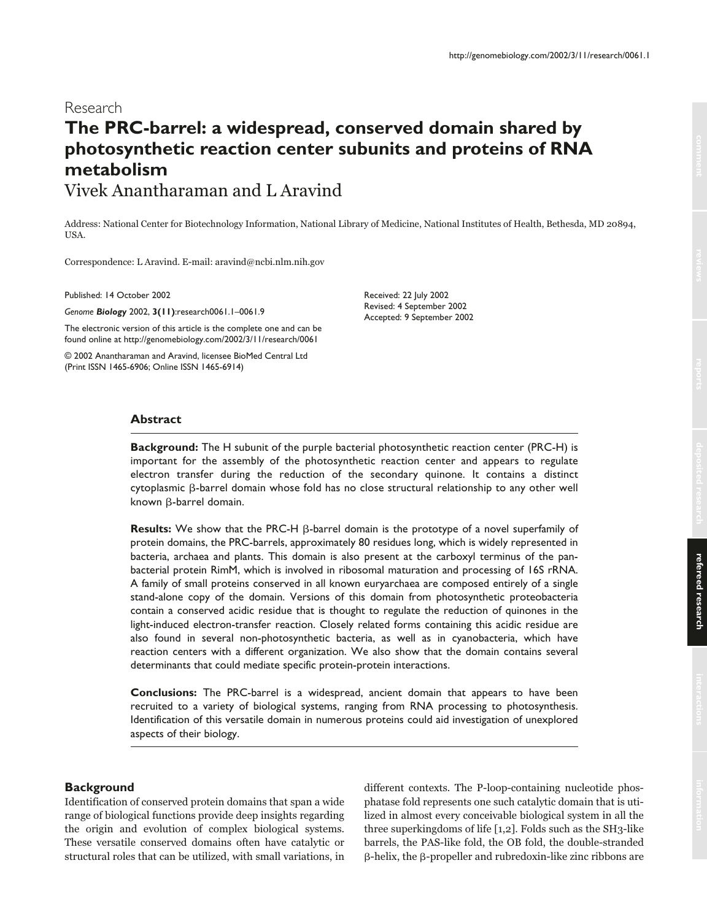Research

# The PRC-barrel: a widespread, conserved domain shared by photosynthetic reaction center subunits and proteins of RNA metabolism

Vivek Anantharaman and L Aravind

Address: National Center for Biotechnology Information, National Library of Medicine, National Institutes of Health, Bethesda, MD 20894, USA.

Correspondence: L Aravind. E-mail: aravind@ncbi.nlm.nih.gov

Published: 14 October 2002

*Genome **Biology*** 2002, **3(11)**:research0061.1–0061.9

The electronic version of this article is the complete one and can be found online at http://genomebiology.com/2002/3/11/research/0061

© 2002 Anantharaman and Aravind, licensee BioMed Central Ltd (Print ISSN 1465-6906; Online ISSN 1465-6914)

Received: 22 July 2002
Revised: 4 September 2002
Accepted: 9 September 2002

## Abstract

**Background:** The H subunit of the purple bacterial photosynthetic reaction center (PRC-H) is important for the assembly of the photosynthetic reaction center and appears to regulate electron transfer during the reduction of the secondary quinone. It contains a distinct cytoplasmic β-barrel domain whose fold has no close structural relationship to any other well known β-barrel domain.

**Results:** We show that the PRC-H β-barrel domain is the prototype of a novel superfamily of protein domains, the PRC-barrels, approximately 80 residues long, which is widely represented in bacteria, archaea and plants. This domain is also present at the carboxyl terminus of the pan-bacterial protein RimM, which is involved in ribosomal maturation and processing of 16S rRNA. A family of small proteins conserved in all known euryarchaea are composed entirely of a single stand-alone copy of the domain. Versions of this domain from photosynthetic proteobacteria contain a conserved acidic residue that is thought to regulate the reduction of quinones in the light-induced electron-transfer reaction. Closely related forms containing this acidic residue are also found in several non-photosynthetic bacteria, as well as in cyanobacteria, which have reaction centers with a different organization. We also show that the domain contains several determinants that could mediate specific protein-protein interactions.

**Conclusions:** The PRC-barrel is a widespread, ancient domain that appears to have been recruited to a variety of biological systems, ranging from RNA processing to photosynthesis. Identification of this versatile domain in numerous proteins could aid investigation of unexplored aspects of their biology.

## Background

Identification of conserved protein domains that span a wide range of biological functions provide deep insights regarding the origin and evolution of complex biological systems. These versatile conserved domains often have catalytic or structural roles that can be utilized, with small variations, in different contexts. The P-loop-containing nucleotide phosphatase fold represents one such catalytic domain that is utilized in almost every conceivable biological system in all the three superkingdoms of life [1,2]. Folds such as the SH3-like barrels, the PAS-like fold, the OB fold, the double-stranded β-helix, the β-propeller and rubredoxin-like zinc ribbons are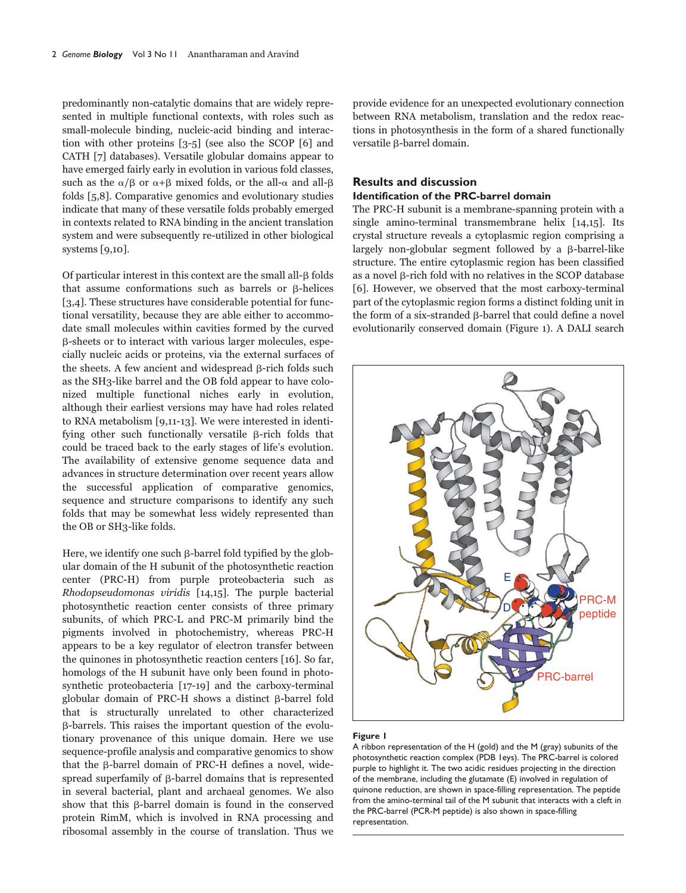predominantly non-catalytic domains that are widely represented in multiple functional contexts, with roles such as small-molecule binding, nucleic-acid binding and interaction with other proteins [3-5] (see also the SCOP [6] and CATH [7] databases). Versatile globular domains appear to have emerged fairly early in evolution in various fold classes, such as the α/β or α+β mixed folds, or the all-α and all-β folds [5,8]. Comparative genomics and evolutionary studies indicate that many of these versatile folds probably emerged in contexts related to RNA binding in the ancient translation system and were subsequently re-utilized in other biological systems [9,10].

Of particular interest in this context are the small all-β folds that assume conformations such as barrels or β-helices [3,4]. These structures have considerable potential for functional versatility, because they are able either to accommodate small molecules within cavities formed by the curved β-sheets or to interact with various larger molecules, especially nucleic acids or proteins, via the external surfaces of the sheets. A few ancient and widespread β-rich folds such as the SH3-like barrel and the OB fold appear to have colonized multiple functional niches early in evolution, although their earliest versions may have had roles related to RNA metabolism [9,11-13]. We were interested in identifying other such functionally versatile β-rich folds that could be traced back to the early stages of life's evolution. The availability of extensive genome sequence data and advances in structure determination over recent years allow the successful application of comparative genomics, sequence and structure comparisons to identify any such folds that may be somewhat less widely represented than the OB or SH3-like folds.

Here, we identify one such β-barrel fold typified by the globular domain of the H subunit of the photosynthetic reaction center (PRC-H) from purple proteobacteria such as *Rhodopseudomonas viridis* [14,15]. The purple bacterial photosynthetic reaction center consists of three primary subunits, of which PRC-L and PRC-M primarily bind the pigments involved in photochemistry, whereas PRC-H appears to be a key regulator of electron transfer between the quinones in photosynthetic reaction centers [16]. So far, homologs of the H subunit have only been found in photosynthetic proteobacteria [17-19] and the carboxy-terminal globular domain of PRC-H shows a distinct β-barrel fold that is structurally unrelated to other characterized β-barrels. This raises the important question of the evolutionary provenance of this unique domain. Here we use sequence-profile analysis and comparative genomics to show that the β-barrel domain of PRC-H defines a novel, widespread superfamily of β-barrel domains that is represented in several bacterial, plant and archaeal genomes. We also show that this β-barrel domain is found in the conserved protein RimM, which is involved in RNA processing and ribosomal assembly in the course of translation. Thus we provide evidence for an unexpected evolutionary connection between RNA metabolism, translation and the redox reactions in photosynthesis in the form of a shared functionally versatile β-barrel domain.

## Results and discussion

### Identification of the PRC-barrel domain

The PRC-H subunit is a membrane-spanning protein with a single amino-terminal transmembrane helix [14,15]. Its crystal structure reveals a cytoplasmic region comprising a largely non-globular segment followed by a β-barrel-like structure. The entire cytoplasmic region has been classified as a novel β-rich fold with no relatives in the SCOP database [6]. However, we observed that the most carboxy-terminal part of the cytoplasmic region forms a distinct folding unit in the form of a six-stranded β-barrel that could define a novel evolutionarily conserved domain (Figure 1). A DALI search

**Figure 1**
A ribbon representation of the H (gold) and the M (gray) subunits of the photosynthetic reaction complex (PDB 1eys). The PRC-barrel is colored purple to highlight it. The two acidic residues projecting in the direction of the membrane, including the glutamate (E) involved in regulation of quinone reduction, are shown in space-filling representation. The peptide from the amino-terminal tail of the M subunit that interacts with a cleft in the PRC-barrel (PCR-M peptide) is also shown in space-filling representation.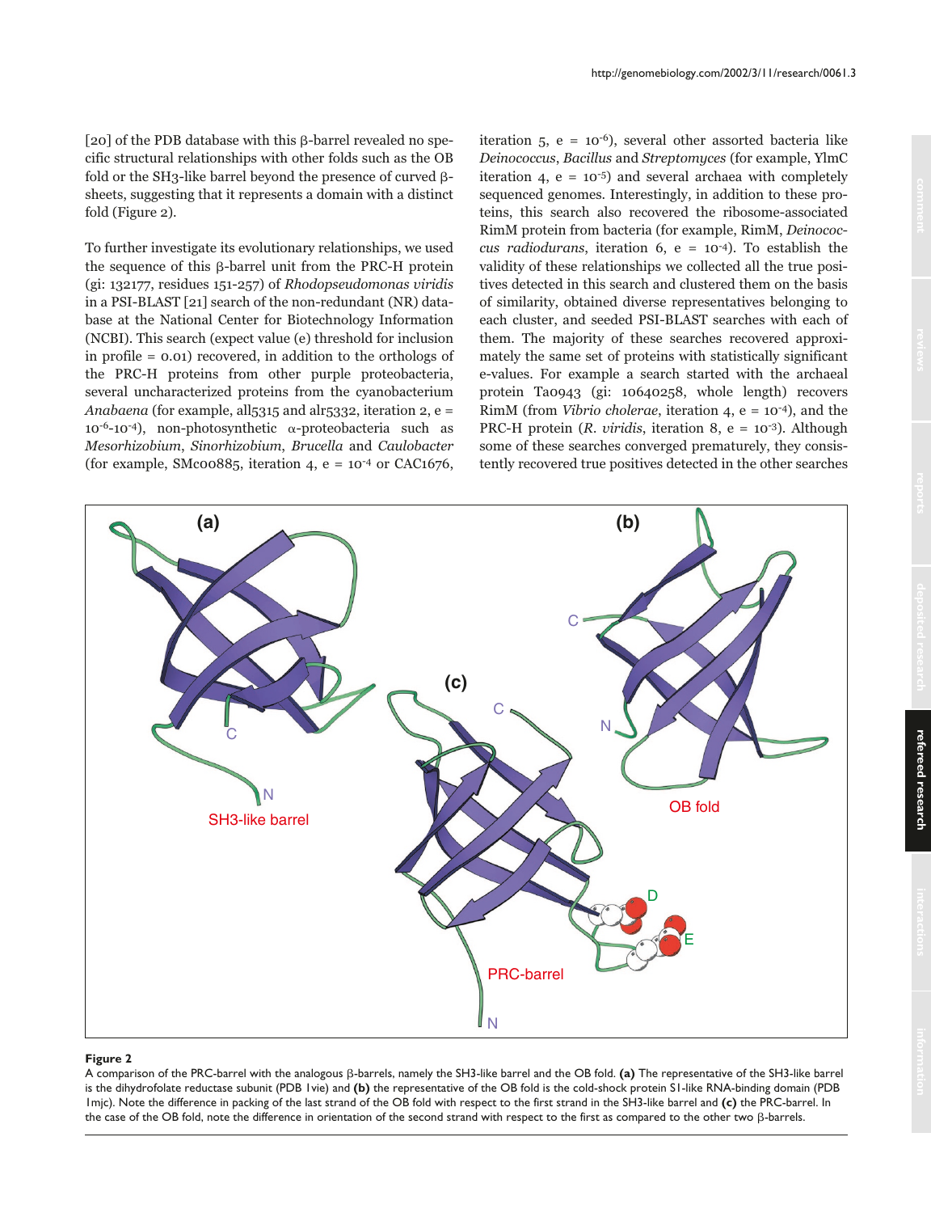[20] of the PDB database with this β-barrel revealed no specific structural relationships with other folds such as the OB fold or the SH3-like barrel beyond the presence of curved β-sheets, suggesting that it represents a domain with a distinct fold (Figure 2).

To further investigate its evolutionary relationships, we used the sequence of this β-barrel unit from the PRC-H protein (gi: 132177, residues 151-257) of *Rhodopseudomonas viridis* in a PSI-BLAST [21] search of the non-redundant (NR) database at the National Center for Biotechnology Information (NCBI). This search (expect value (e) threshold for inclusion in profile = 0.01) recovered, in addition to the orthologs of the PRC-H proteins from other purple proteobacteria, several uncharacterized proteins from the cyanobacterium *Anabaena* (for example, all5315 and alr5332, iteration 2, e = $10^{-6}$-$10^{-4}$), non-photosynthetic α-proteobacteria such as *Mesorhizobium*, *Sinorhizobium*, *Brucella* and *Caulobacter* (for example, SMc00885, iteration 4, e = $10^{-4}$ or CAC1676, iteration 5, e = $10^{-6}$), several other assorted bacteria like *Deinococcus*, *Bacillus* and *Streptomyces* (for example, YlmC iteration 4, e = $10^{-5}$) and several archaea with completely sequenced genomes. Interestingly, in addition to these proteins, this search also recovered the ribosome-associated RimM protein from bacteria (for example, RimM, *Deinococcus radiodurans*, iteration 6, e = $10^{-4}$). To establish the validity of these relationships we collected all the true positives detected in this search and clustered them on the basis of similarity, obtained diverse representatives belonging to each cluster, and seeded PSI-BLAST searches with each of them. The majority of these searches recovered approximately the same set of proteins with statistically significant e-values. For example a search started with the archaeal protein Ta0943 (gi: 10640258, whole length) recovers RimM (from *Vibrio cholerae*, iteration 4, e = $10^{-4}$), and the PRC-H protein (*R. viridis*, iteration 8, e = $10^{-3}$). Although some of these searches converged prematurely, they consistently recovered true positives detected in the other searches

**Figure 2**

A comparison of the PRC-barrel with the analogous β-barrels, namely the SH3-like barrel and the OB fold. **(a)** The representative of the SH3-like barrel is the dihydrofolate reductase subunit (PDB 1vie) and **(b)** the representative of the OB fold is the cold-shock protein S1-like RNA-binding domain (PDB 1mjc). Note the difference in packing of the last strand of the OB fold with respect to the first strand in the SH3-like barrel and **(c)** the PRC-barrel. In the case of the OB fold, note the difference in orientation of the second strand with respect to the first as compared to the other two β-barrels.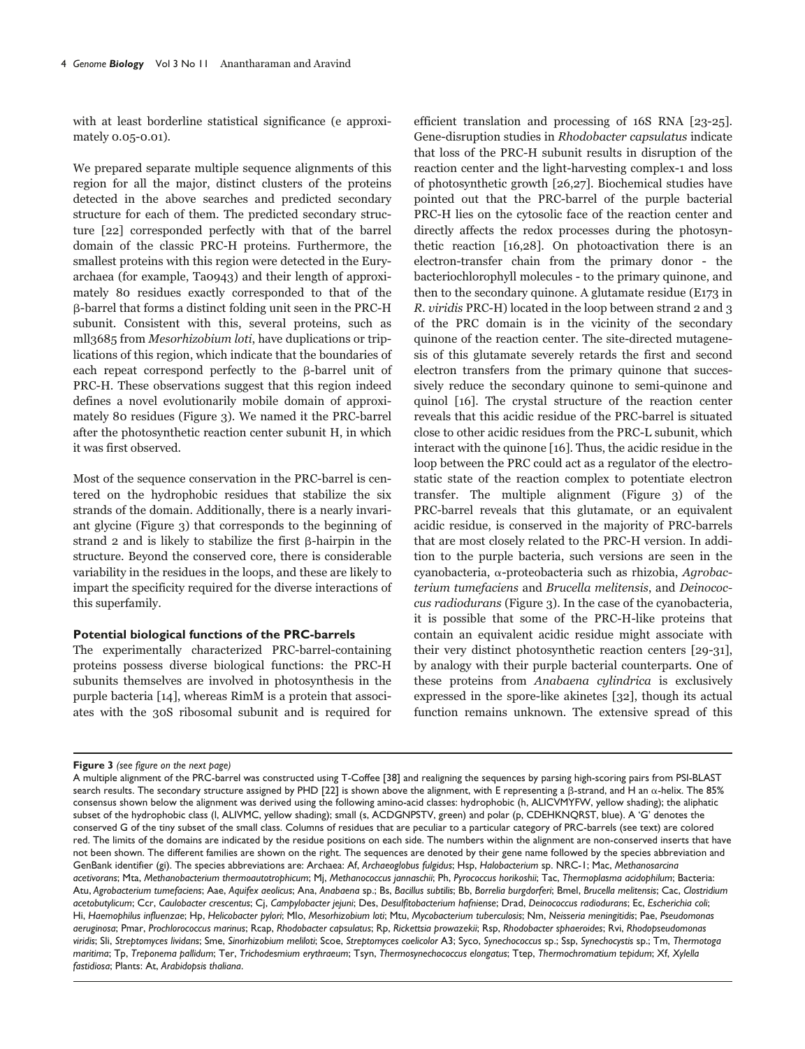with at least borderline statistical significance (e approximately 0.05-0.01).

We prepared separate multiple sequence alignments of this region for all the major, distinct clusters of the proteins detected in the above searches and predicted secondary structure for each of them. The predicted secondary structure [22] corresponded perfectly with that of the barrel domain of the classic PRC-H proteins. Furthermore, the smallest proteins with this region were detected in the Euryarchaea (for example, Ta0943) and their length of approximately 80 residues exactly corresponded to that of the β-barrel that forms a distinct folding unit seen in the PRC-H subunit. Consistent with this, several proteins, such as mll3685 from *Mesorhizobium loti*, have duplications or triplications of this region, which indicate that the boundaries of each repeat correspond perfectly to the β-barrel unit of PRC-H. These observations suggest that this region indeed defines a novel evolutionarily mobile domain of approximately 80 residues (Figure 3). We named it the PRC-barrel after the photosynthetic reaction center subunit H, in which it was first observed.

Most of the sequence conservation in the PRC-barrel is centered on the hydrophobic residues that stabilize the six strands of the domain. Additionally, there is a nearly invariant glycine (Figure 3) that corresponds to the beginning of strand 2 and is likely to stabilize the first β-hairpin in the structure. Beyond the conserved core, there is considerable variability in the residues in the loops, and these are likely to impart the specificity required for the diverse interactions of this superfamily.

### Potential biological functions of the PRC-barrels

The experimentally characterized PRC-barrel-containing proteins possess diverse biological functions: the PRC-H subunits themselves are involved in photosynthesis in the purple bacteria [14], whereas RimM is a protein that associates with the 30S ribosomal subunit and is required for efficient translation and processing of 16S RNA [23-25]. Gene-disruption studies in *Rhodobacter capsulatus* indicate that loss of the PRC-H subunit results in disruption of the reaction center and the light-harvesting complex-1 and loss of photosynthetic growth [26,27]. Biochemical studies have pointed out that the PRC-barrel of the purple bacterial PRC-H lies on the cytosolic face of the reaction center and directly affects the redox processes during the photosynthetic reaction [16,28]. On photoactivation there is an electron-transfer chain from the primary donor - the bacteriochlorophyll molecules - to the primary quinone, and then to the secondary quinone. A glutamate residue (E173 in *R. viridis* PRC-H) located in the loop between strand 2 and 3 of the PRC domain is in the vicinity of the secondary quinone of the reaction center. The site-directed mutagenesis of this glutamate severely retards the first and second electron transfers from the primary quinone that successively reduce the secondary quinone to semi-quinone and quinol [16]. The crystal structure of the reaction center reveals that this acidic residue of the PRC-barrel is situated close to other acidic residues from the PRC-L subunit, which interact with the quinone [16]. Thus, the acidic residue in the loop between the PRC could act as a regulator of the electrostatic state of the reaction complex to potentiate electron transfer. The multiple alignment (Figure 3) of the PRC-barrel reveals that this glutamate, or an equivalent acidic residue, is conserved in the majority of PRC-barrels that are most closely related to the PRC-H version. In addition to the purple bacteria, such versions are seen in the cyanobacteria, α-proteobacteria such as rhizobia, *Agrobacterium tumefaciens* and *Brucella melitensis*, and *Deinococcus radiodurans* (Figure 3). In the case of the cyanobacteria, it is possible that some of the PRC-H-like proteins that contain an equivalent acidic residue might associate with their very distinct photosynthetic reaction centers [29-31], by analogy with their purple bacterial counterparts. One of these proteins from *Anabaena cylindrica* is exclusively expressed in the spore-like akinetes [32], though its actual function remains unknown. The extensive spread of this

**Figure 3** *(see figure on the next page)*
A multiple alignment of the PRC-barrel was constructed using T-Coffee [38] and realigning the sequences by parsing high-scoring pairs from PSI-BLAST search results. The secondary structure assigned by PHD [22] is shown above the alignment, with E representing a β-strand, and H an α-helix. The 85% consensus shown below the alignment was derived using the following amino-acid classes: hydrophobic (h, ALICVMYFW, yellow shading); the aliphatic subset of the hydrophobic class (l, ALIVMC, yellow shading); small (s, ACDGNPSTV, green) and polar (p, CDEHKNQRST, blue). A 'G' denotes the conserved G of the tiny subset of the small class. Columns of residues that are peculiar to a particular category of PRC-barrels (see text) are colored red. The limits of the domains are indicated by the residue positions on each side. The numbers within the alignment are non-conserved inserts that have not been shown. The different families are shown on the right. The sequences are denoted by their gene name followed by the species abbreviation and GenBank identifier (gi). The species abbreviations are: Archaea: Af, *Archaeoglobus fulgidus*; Hsp, *Halobacterium* sp. NRC-1; Mac, *Methanosarcina acetivorans*; Mta, *Methanobacterium thermoautotrophicum*; Mj, *Methanococcus jannaschii*; Ph, *Pyrococcus horikoshii*; Tac, *Thermoplasma acidophilum*; Bacteria: Atu, *Agrobacterium tumefaciens*; Aae, *Aquifex aeolicus*; Ana, *Anabaena* sp.; Bs, *Bacillus subtilis*; Bb, *Borrelia burgdorferi*; Bmel, *Brucella melitensis*; Cac, *Clostridium acetobutylicum*; Ccr, *Caulobacter crescentus*; Cj, *Campylobacter jejuni*; Des, *Desulfitobacterium hafniense*; Drad, *Deinococcus radiodurans*; Ec, *Escherichia coli*; Hi, *Haemophilus influenzae*; Hp, *Helicobacter pylori*; Mlo, *Mesorhizobium loti*; Mtu, *Mycobacterium tuberculosis*; Nm, *Neisseria meningitidis*; Pae, *Pseudomonas aeruginosa*; Pmar, *Prochlorococcus marinus*; Rcap, *Rhodobacter capsulatus*; Rp, *Rickettsia prowazekii*; Rsp, *Rhodobacter sphaeroides*; Rvi, *Rhodopseudomonas viridis*; Sli, *Streptomyces lividans*; Sme, *Sinorhizobium meliloti*; Scoe, *Streptomyces coelicolor* A3; Syco, *Synechococcus* sp.; Ssp, *Synechocystis* sp.; Tm, *Thermotoga maritima*; Tp, *Treponema pallidum*; Ter, *Trichodesmium erythraeum*; Tsyn, *Thermosynechococcus elongatus*; Ttep, *Thermochromatium tepidum*; Xf, *Xylella fastidiosa*; Plants: At, *Arabidopsis thaliana*.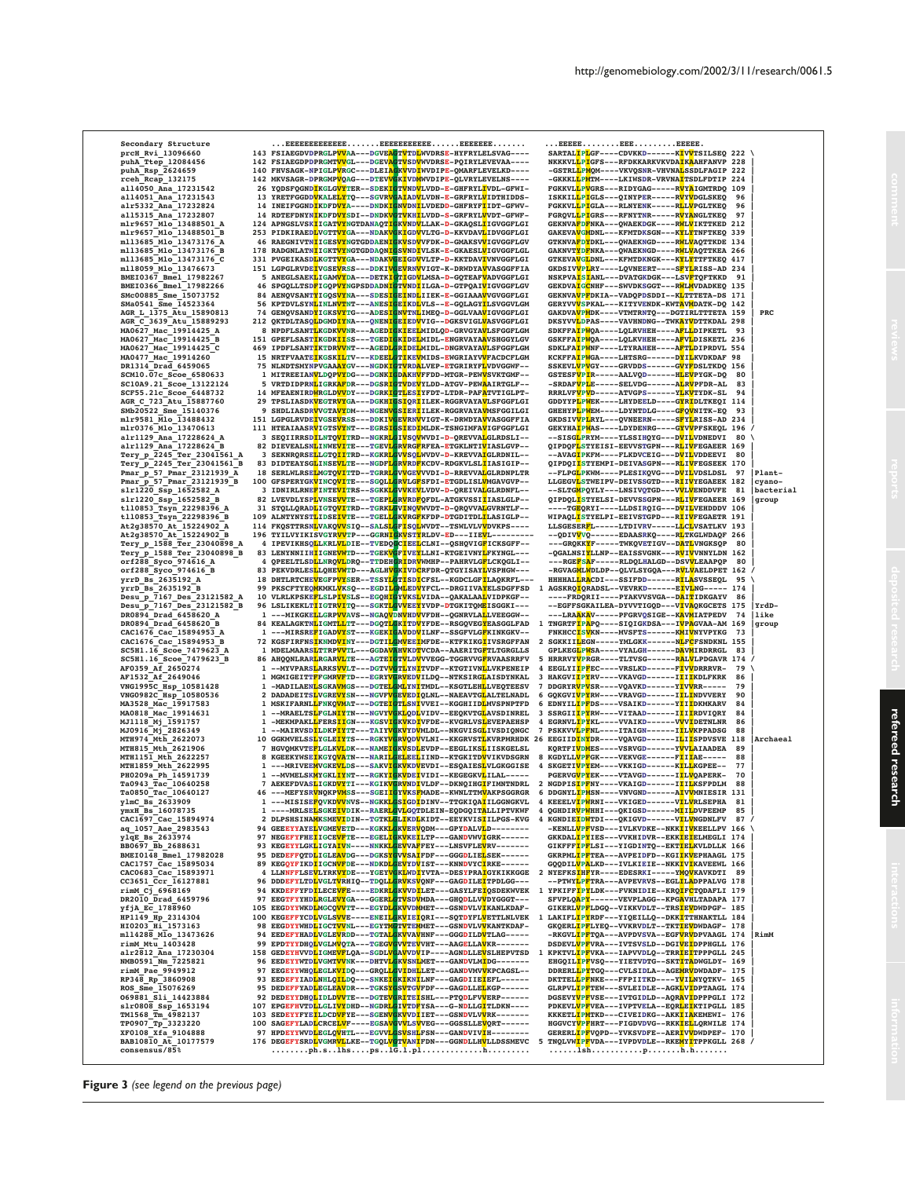**Figure 3** *(see legend on the previous page)*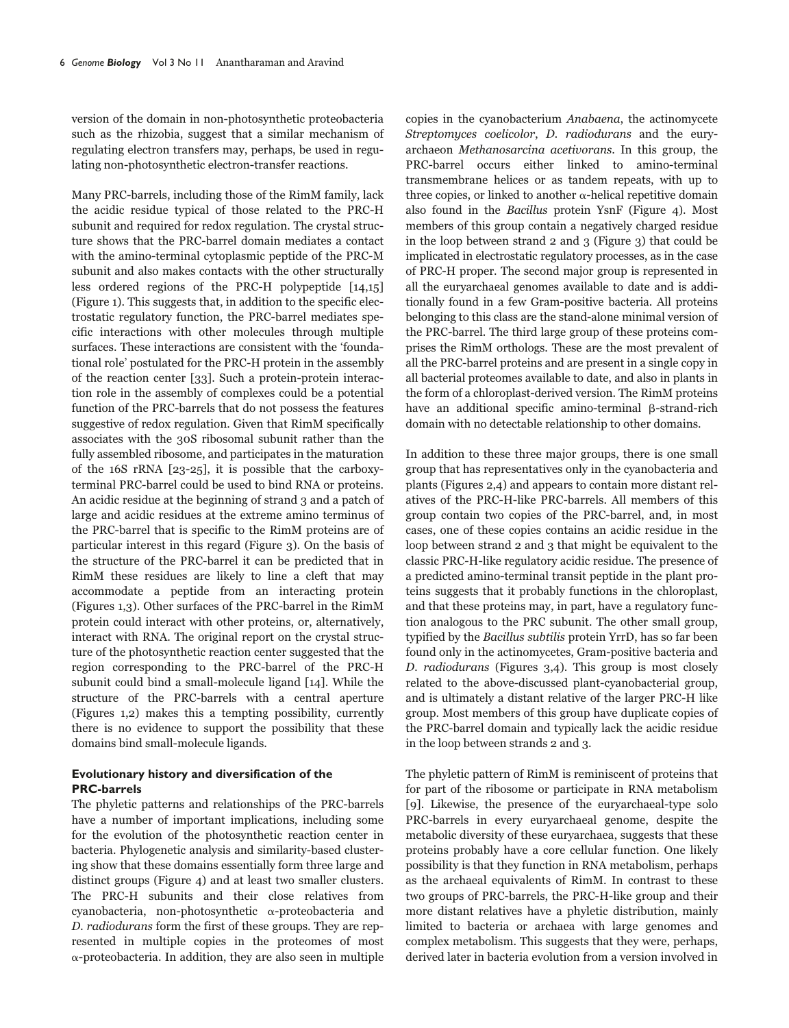version of the domain in non-photosynthetic proteobacteria such as the rhizobia, suggest that a similar mechanism of regulating electron transfers may, perhaps, be used in regulating non-photosynthetic electron-transfer reactions.

Many PRC-barrels, including those of the RimM family, lack the acidic residue typical of those related to the PRC-H subunit and required for redox regulation. The crystal structure shows that the PRC-barrel domain mediates a contact with the amino-terminal cytoplasmic peptide of the PRC-M subunit and also makes contacts with the other structurally less ordered regions of the PRC-H polypeptide [14,15] (Figure 1). This suggests that, in addition to the specific electrostatic regulatory function, the PRC-barrel mediates specific interactions with other molecules through multiple surfaces. These interactions are consistent with the 'foundational role' postulated for the PRC-H protein in the assembly of the reaction center [33]. Such a protein-protein interaction role in the assembly of complexes could be a potential function of the PRC-barrels that do not possess the features suggestive of redox regulation. Given that RimM specifically associates with the 30S ribosomal subunit rather than the fully assembled ribosome, and participates in the maturation of the 16S rRNA [23-25], it is possible that the carboxy-terminal PRC-barrel could be used to bind RNA or proteins. An acidic residue at the beginning of strand 3 and a patch of large and acidic residues at the extreme amino terminus of the PRC-barrel that is specific to the RimM proteins are of particular interest in this regard (Figure 3). On the basis of the structure of the PRC-barrel it can be predicted that in RimM these residues are likely to line a cleft that may accommodate a peptide from an interacting protein (Figures 1,3). Other surfaces of the PRC-barrel in the RimM protein could interact with other proteins, or, alternatively, interact with RNA. The original report on the crystal structure of the photosynthetic reaction center suggested that the region corresponding to the PRC-barrel of the PRC-H subunit could bind a small-molecule ligand [14]. While the structure of the PRC-barrels with a central aperture (Figures 1,2) makes this a tempting possibility, currently there is no evidence to support the possibility that these domains bind small-molecule ligands.

### Evolutionary history and diversification of the PRC-barrels

The phyletic patterns and relationships of the PRC-barrels have a number of important implications, including some for the evolution of the photosynthetic reaction center in bacteria. Phylogenetic analysis and similarity-based clustering show that these domains essentially form three large and distinct groups (Figure 4) and at least two smaller clusters. The PRC-H subunits and their close relatives from cyanobacteria, non-photosynthetic α-proteobacteria and *D. radiodurans* form the first of these groups. They are represented in multiple copies in the proteomes of most α-proteobacteria. In addition, they are also seen in multiple copies in the cyanobacterium *Anabaena*, the actinomycete *Streptomyces coelicolor*, *D. radiodurans* and the euryarchaeon *Methanosarcina acetivorans*. In this group, the PRC-barrel occurs either linked to amino-terminal transmembrane helices or as tandem repeats, with up to three copies, or linked to another α-helical repetitive domain also found in the *Bacillus* protein YsnF (Figure 4). Most members of this group contain a negatively charged residue in the loop between strand 2 and 3 (Figure 3) that could be implicated in electrostatic regulatory processes, as in the case of PRC-H proper. The second major group is represented in all the euryarchaeal genomes available to date and is additionally found in a few Gram-positive bacteria. All proteins belonging to this class are the stand-alone minimal version of the PRC-barrel. The third large group of these proteins comprises the RimM orthologs. These are the most prevalent of all the PRC-barrel proteins and are present in a single copy in all bacterial proteomes available to date, and also in plants in the form of a chloroplast-derived version. The RimM proteins have an additional specific amino-terminal β-strand-rich domain with no detectable relationship to other domains.

In addition to these three major groups, there is one small group that has representatives only in the cyanobacteria and plants (Figures 2,4) and appears to contain more distant relatives of the PRC-H-like PRC-barrels. All members of this group contain two copies of the PRC-barrel, and, in most cases, one of these copies contains an acidic residue in the loop between strand 2 and 3 that might be equivalent to the classic PRC-H-like regulatory acidic residue. The presence of a predicted amino-terminal transit peptide in the plant proteins suggests that it probably functions in the chloroplast, and that these proteins may, in part, have a regulatory function analogous to the PRC subunit. The other small group, typified by the *Bacillus subtilis* protein YrrD, has so far been found only in the actinomycetes, Gram-positive bacteria and *D. radiodurans* (Figures 3,4). This group is most closely related to the above-discussed plant-cyanobacterial group, and is ultimately a distant relative of the larger PRC-H like group. Most members of this group have duplicate copies of the PRC-barrel domain and typically lack the acidic residue in the loop between strands 2 and 3.

The phyletic pattern of RimM is reminiscent of proteins that for part of the ribosome or participate in RNA metabolism [9]. Likewise, the presence of the euryarchaeal-type solo PRC-barrels in every euryarchaeal genome, despite the metabolic diversity of these euryarchaea, suggests that these proteins probably have a core cellular function. One likely possibility is that they function in RNA metabolism, perhaps as the archaeal equivalents of RimM. In contrast to these two groups of PRC-barrels, the PRC-H-like group and their more distant relatives have a phyletic distribution, mainly limited to bacteria or archaea with large genomes and complex metabolism. This suggests that they were, perhaps, derived later in bacteria evolution from a version involved in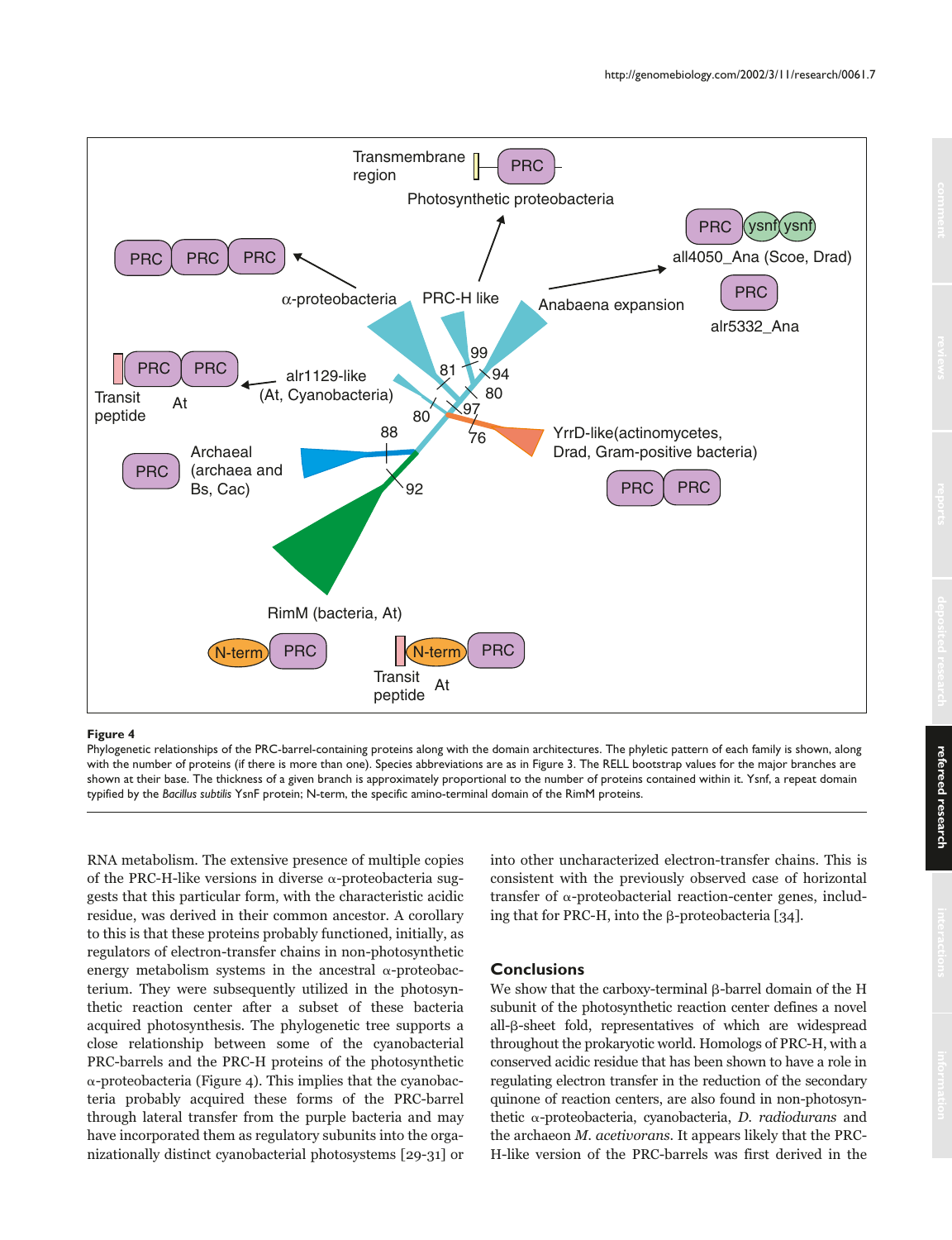**Figure 4**

Phylogenetic relationships of the PRC-barrel-containing proteins along with the domain architectures. The phyletic pattern of each family is shown, along with the number of proteins (if there is more than one). Species abbreviations are as in Figure 3. The RELL bootstrap values for the major branches are shown at their base. The thickness of a given branch is approximately proportional to the number of proteins contained within it. Ysnf, a repeat domain typified by the *Bacillus subtilis* YsnF protein; N-term, the specific amino-terminal domain of the RimM proteins.

RNA metabolism. The extensive presence of multiple copies of the PRC-H-like versions in diverse α-proteobacteria suggests that this particular form, with the characteristic acidic residue, was derived in their common ancestor. A corollary to this is that these proteins probably functioned, initially, as regulators of electron-transfer chains in non-photosynthetic energy metabolism systems in the ancestral α-proteobacterium. They were subsequently utilized in the photosynthetic reaction center after a subset of these bacteria acquired photosynthesis. The phylogenetic tree supports a close relationship between some of the cyanobacterial PRC-barrels and the PRC-H proteins of the photosynthetic α-proteobacteria (Figure 4). This implies that the cyanobacteria probably acquired these forms of the PRC-barrel through lateral transfer from the purple bacteria and may have incorporated them as regulatory subunits into the organizationally distinct cyanobacterial photosystems [29-31] or into other uncharacterized electron-transfer chains. This is consistent with the previously observed case of horizontal transfer of α-proteobacterial reaction-center genes, including that for PRC-H, into the β-proteobacteria [34].

## Conclusions

We show that the carboxy-terminal β-barrel domain of the H subunit of the photosynthetic reaction center defines a novel all-β-sheet fold, representatives of which are widespread throughout the prokaryotic world. Homologs of PRC-H, with a conserved acidic residue that has been shown to have a role in regulating electron transfer in the reduction of the secondary quinone of reaction centers, are also found in non-photosynthetic α-proteobacteria, cyanobacteria, *D. radiodurans* and the archaeon *M. acetivorans*. It appears likely that the PRC-H-like version of the PRC-barrels was first derived in the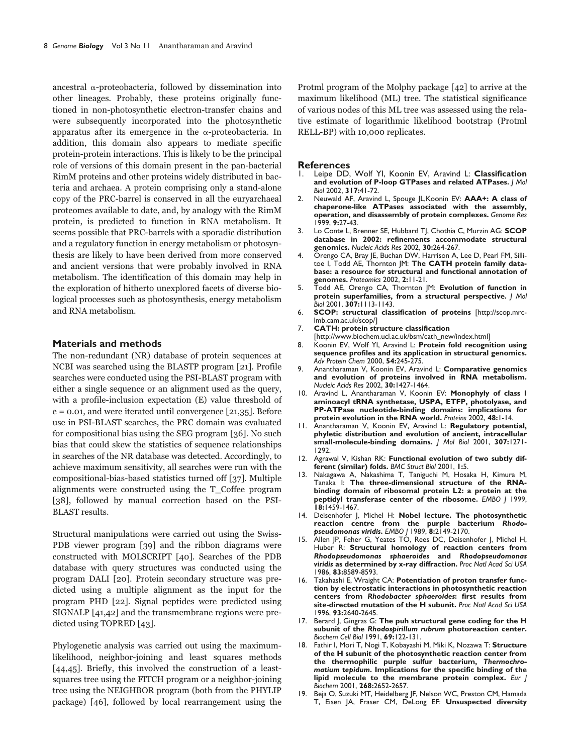ancestral α-proteobacteria, followed by dissemination into other lineages. Probably, these proteins originally functioned in non-photosynthetic electron-transfer chains and were subsequently incorporated into the photosynthetic apparatus after its emergence in the α-proteobacteria. In addition, this domain also appears to mediate specific protein-protein interactions. This is likely to be the principal role of versions of this domain present in the pan-bacterial RimM proteins and other proteins widely distributed in bacteria and archaea. A protein comprising only a stand-alone copy of the PRC-barrel is conserved in all the euryarchaeal proteomes available to date, and, by analogy with the RimM protein, is predicted to function in RNA metabolism. It seems possible that PRC-barrels with a sporadic distribution and a regulatory function in energy metabolism or photosynthesis are likely to have been derived from more conserved and ancient versions that were probably involved in RNA metabolism. The identification of this domain may help in the exploration of hitherto unexplored facets of diverse biological processes such as photosynthesis, energy metabolism and RNA metabolism.

## Materials and methods

The non-redundant (NR) database of protein sequences at NCBI was searched using the BLASTP program [21]. Profile searches were conducted using the PSI-BLAST program with either a single sequence or an alignment used as the query, with a profile-inclusion expectation (E) value threshold of $e = 0.01$, and were iterated until convergence [21,35]. Before use in PSI-BLAST searches, the PRC domain was evaluated for compositional bias using the SEG program [36]. No such bias that could skew the statistics of sequence relationships in searches of the NR database was detected. Accordingly, to achieve maximum sensitivity, all searches were run with the compositional-bias-based statistics turned off [37]. Multiple alignments were constructed using the T_Coffee program [38], followed by manual correction based on the PSI-BLAST results.

Structural manipulations were carried out using the Swiss-PDB viewer program [39] and the ribbon diagrams were constructed with MOLSCRIPT [40]. Searches of the PDB database with query structures was conducted using the program DALI [20]. Protein secondary structure was predicted using a multiple alignment as the input for the program PHD [22]. Signal peptides were predicted using SIGNALP [41,42] and the transmembrane regions were predicted using TOPRED [43].

Phylogenetic analysis was carried out using the maximum-likelihood, neighbor-joining and least squares methods [44,45]. Briefly, this involved the construction of a least-squares tree using the FITCH program or a neighbor-joining tree using the NEIGHBOR program (both from the PHYLIP package) [46], followed by local rearrangement using the Protml program of the Molphy package [42] to arrive at the maximum likelihood (ML) tree. The statistical significance of various nodes of this ML tree was assessed using the relative estimate of logarithmic likelihood bootstrap (Protml RELL-BP) with 10,000 replicates.

## References

1. Leipe DD, Wolf YI, Koonin EV, Aravind L: **Classification and evolution of P-loop GTPases and related ATPases.** *J Mol Biol* 2002, **317:**41-72.
2. Neuwald AF, Aravind L, Spouge JL,Koonin EV: **AAA+: A class of chaperone-like ATPases associated with the assembly, operation, and disassembly of protein complexes.** *Genome Res* 1999, **9:**27-43.
3. Lo Conte L, Brenner SE, Hubbard TJ, Chothia C, Murzin AG: **SCOP database in 2002: refinements accommodate structural genomics.** *Nucleic Acids Res* 2002, **30:**264-267.
4. Orengo CA, Bray JE, Buchan DW, Harrison A, Lee D, Pearl FM, Sillitoe I, Todd AE, Thornton JM: **The CATH protein family database: a resource for structural and functional annotation of genomes.** *Proteomics* 2002, **2:**11-21.
5. Todd AE, Orengo CA, Thornton JM: **Evolution of function in protein superfamilies, from a structural perspective.** *J Mol Biol* 2001, **307:**1113-1143.
6. **SCOP: structural classification of proteins** [http://scop.mrc-lmb.cam.ac.uk/scop/]
7. **CATH: protein structure classification** [http://www.biochem.ucl.ac.uk/bsm/cath_new/index.html]
8. Koonin EV, Wolf YI, Aravind L: **Protein fold recognition using sequence profiles and its application in structural genomics.** *Adv Protein Chem* 2000, **54:**245-275.
9. Anantharaman V, Koonin EV, Aravind L: **Comparative genomics and evolution of proteins involved in RNA metabolism.** *Nucleic Acids Res* 2002, **30:**1427-1464.
10. Aravind L, Anantharaman V, Koonin EV: **Monophyly of class I aminoacyl tRNA synthetase, USPA, ETFP, photolyase, and PP-ATPase nucleotide-binding domains: implications for protein evolution in the RNA world.** *Proteins* 2002, **48:**1-14.
11. Anantharaman V, Koonin EV, Aravind L: **Regulatory potential, phyletic distribution and evolution of ancient, intracellular small-molecule-binding domains.** *J Mol Biol* 2001, **307:**1271-1292.
12. Agrawal V, Kishan RK: **Functional evolution of two subtly different (similar) folds.** *BMC Struct Biol* 2001, **1:**5.
13. Nakagawa A, Nakashima T, Taniguchi M, Hosaka H, Kimura M, Tanaka I: **The three-dimensional structure of the RNA-binding domain of ribosomal protein L2: a protein at the peptidyl transferase center of the ribosome.** *EMBO J* 1999, **18:**1459-1467.
14. Deisenhofer J, Michel H: **Nobel lecture. The photosynthetic reaction centre from the purple bacterium *Rhodopseudomonas viridis*.** *EMBO J* 1989, **8:**2149-2170.
15. Allen JP, Feher G, Yeates TO, Rees DC, Deisenhofer J, Michel H, Huber R: **Structural homology of reaction centers from *Rhodopseudomonas sphaeroides* and *Rhodopseudomonas viridis* as determined by x-ray diffraction.** *Proc Natl Acad Sci USA* 1986, **83:**8589-8593.
16. Takahashi E, Wraight CA: **Potentiation of proton transfer function by electrostatic interactions in photosynthetic reaction centers from *Rhodobacter sphaeroides*: first results from site-directed mutation of the H subunit.** *Proc Natl Acad Sci USA* 1996, **93:**2640-2645.
17. Berard J, Gingras G: **The puh structural gene coding for the H subunit of the *Rhodospirillum rubrum* photoreaction center.** *Biochem Cell Biol* 1991, **69:**122-131.
18. Fathir I, Mori T, Nogi T, Kobayashi M, Miki K, Nozawa T: **Structure of the H subunit of the photosynthetic reaction center from the thermophilic purple sulfur bacterium, *Thermochromatium tepidum*. Implications for the specific binding of the lipid molecule to the membrane protein complex.** *Eur J Biochem* 2001, **268:**2652-2657.
19. Beja O, Suzuki MT, Heidelberg JF, Nelson WC, Preston CM, Hamada T, Eisen JA, Fraser CM, DeLong EF: **Unsuspected diversity**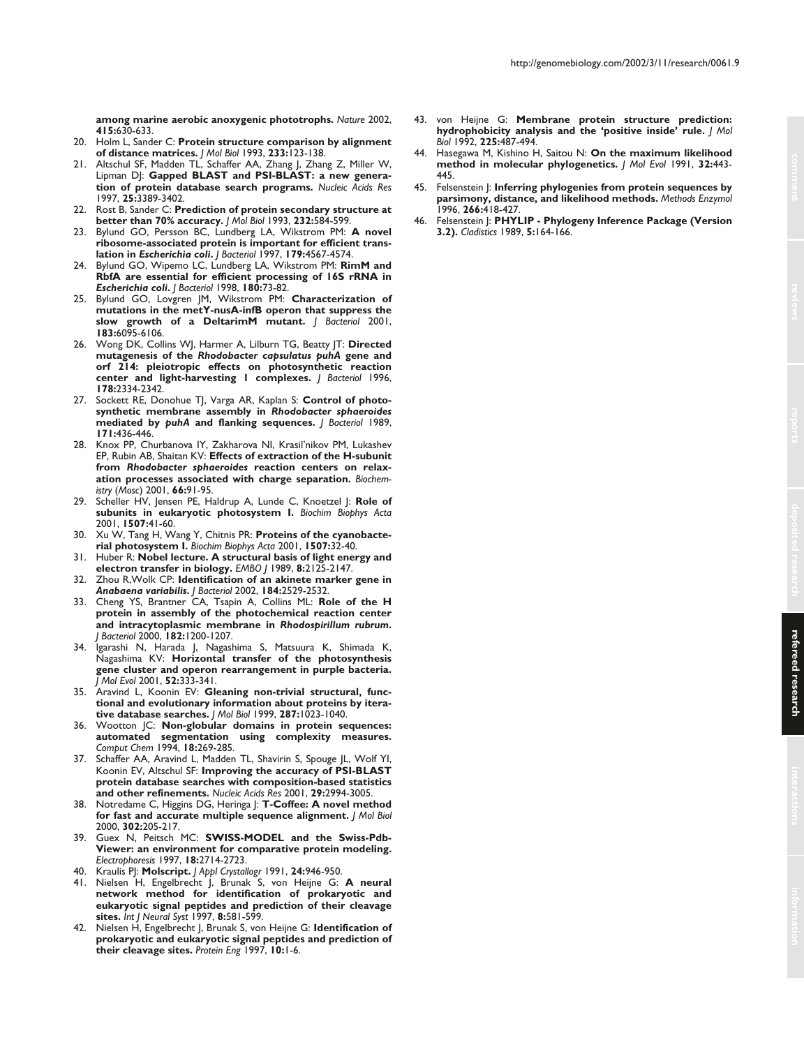among marine aerobic anoxygenic phototrophs. *Nature* 2002, **415:**630-633.

20. Holm L, Sander C: **Protein structure comparison by alignment of distance matrices.** *J Mol Biol* 1993, **233:**123-138.
21. Altschul SF, Madden TL, Schaffer AA, Zhang J, Zhang Z, Miller W, Lipman DJ: **Gapped BLAST and PSI-BLAST: a new generation of protein database search programs.** *Nucleic Acids Res* 1997, **25:**3389-3402.
22. Rost B, Sander C: **Prediction of protein secondary structure at better than 70% accuracy.** *J Mol Biol* 1993, **232:**584-599.
23. Bylund GO, Persson BC, Lundberg LA, Wikstrom PM: **A novel ribosome-associated protein is important for efficient translation in *Escherichia coli*.** *J Bacteriol* 1997, **179:**4567-4574.
24. Bylund GO, Wipemo LC, Lundberg LA, Wikstrom PM: **RimM and RbfA are essential for efficient processing of 16S rRNA in *Escherichia coli*.** *J Bacteriol* 1998, **180:**73-82.
25. Bylund GO, Lovgren JM, Wikstrom PM: **Characterization of mutations in the metY-nusA-infB operon that suppress the slow growth of a DeltarimM mutant.** *J Bacteriol* 2001, **183:**6095-6106.
26. Wong DK, Collins WJ, Harmer A, Lilburn TG, Beatty JT: **Directed mutagenesis of the *Rhodobacter capsulatus puhA* gene and orf 214: pleiotropic effects on photosynthetic reaction center and light-harvesting 1 complexes.** *J Bacteriol* 1996, **178:**2334-2342.
27. Sockett RE, Donohue TJ, Varga AR, Kaplan S: **Control of photosynthetic membrane assembly in *Rhodobacter sphaeroides* mediated by *puhA* and flanking sequences.** *J Bacteriol* 1989, **171:**436-446.
28. Knox PP, Churbanova IY, Zakharova NI, Krasil'nikov PM, Lukashev EP, Rubin AB, Shaitan KV: **Effects of extraction of the H-subunit from *Rhodobacter sphaeroides* reaction centers on relaxation processes associated with charge separation.** *Biochemistry (Mosc)* 2001, **66:**91-95.
29. Scheller HV, Jensen PE, Haldrup A, Lunde C, Knoetzel J: **Role of subunits in eukaryotic photosystem I.** *Biochim Biophys Acta* 2001, **1507:**41-60.
30. Xu W, Tang H, Wang Y, Chitnis PR: **Proteins of the cyanobacterial photosystem I.** *Biochim Biophys Acta* 2001, **1507:**32-40.
31. Huber R: **Nobel lecture. A structural basis of light energy and electron transfer in biology.** *EMBO J* 1989, **8:**2125-2147.
32. Zhou R,Wolk CP: **Identification of an akinete marker gene in *Anabaena variabilis*.** *J Bacteriol* 2002, **184:**2529-2532.
33. Cheng YS, Brantner CA, Tsapin A, Collins ML: **Role of the H protein in assembly of the photochemical reaction center and intracytoplasmic membrane in *Rhodospirillum rubrum*.** *J Bacteriol* 2000, **182:**1200-1207.
34. Igarashi N, Harada J, Nagashima S, Matsuura K, Shimada K, Nagashima KV: **Horizontal transfer of the photosynthesis gene cluster and operon rearrangement in purple bacteria.** *J Mol Evol* 2001, **52:**333-341.
35. Aravind L, Koonin EV: **Gleaning non-trivial structural, functional and evolutionary information about proteins by iterative database searches.** *J Mol Biol* 1999, **287:**1023-1040.
36. Wootton JC: **Non-globular domains in protein sequences: automated segmentation using complexity measures.** *Comput Chem* 1994, **18:**269-285.
37. Schaffer AA, Aravind L, Madden TL, Shavirin S, Spouge JL, Wolf YI, Koonin EV, Altschul SF: **Improving the accuracy of PSI-BLAST protein database searches with composition-based statistics and other refinements.** *Nucleic Acids Res* 2001, **29:**2994-3005.
38. Notredame C, Higgins DG, Heringa J: **T-Coffee: A novel method for fast and accurate multiple sequence alignment.** *J Mol Biol* 2000, **302:**205-217.
39. Guex N, Peitsch MC: **SWISS-MODEL and the Swiss-Pdb-Viewer: an environment for comparative protein modeling.** *Electrophoresis* 1997, **18:**2714-2723.
40. Kraulis PJ: **Molscript.** *J Appl Crystallogr* 1991, **24:**946-950.
41. Nielsen H, Engelbrecht J, Brunak S, von Heijne G: **A neural network method for identification of prokaryotic and eukaryotic signal peptides and prediction of their cleavage sites.** *Int J Neural Syst* 1997, **8:**581-599.
42. Nielsen H, Engelbrecht J, Brunak S, von Heijne G: **Identification of prokaryotic and eukaryotic signal peptides and prediction of their cleavage sites.** *Protein Eng* 1997, **10:**1-6.
43. von Heijne G: **Membrane protein structure prediction: hydrophobicity analysis and the 'positive inside' rule.** *J Mol Biol* 1992, **225:**487-494.
44. Hasegawa M, Kishino H, Saitou N: **On the maximum likelihood method in molecular phylogenetics.** *J Mol Evol* 1991, **32:**443-445.
45. Felsenstein J: **Inferring phylogenies from protein sequences by parsimony, distance, and likelihood methods.** *Methods Enzymol* 1996, **266:**418-427.
46. Felsenstein J: **PHYLIP - Phylogeny Inference Package (Version 3.2).** *Cladistics* 1989, **5:**164-166.